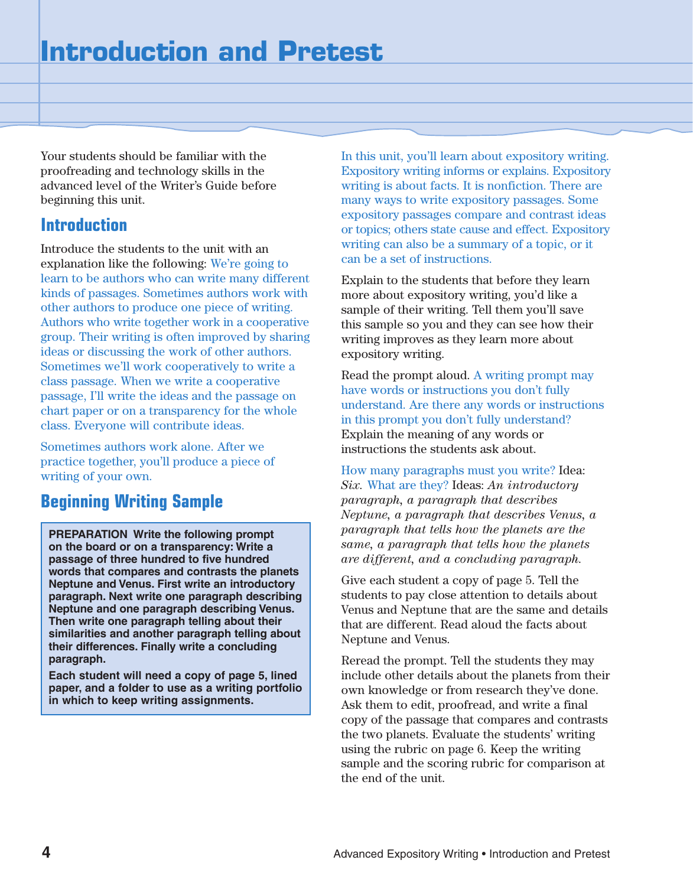# Introduction and Pretest

Your students should be familiar with the proofreading and technology skills in the advanced level of the Writer's Guide before beginning this unit.

## Introduction

Introduce the students to the unit with an explanation like the following: We're going to learn to be authors who can write many different kinds of passages. Sometimes authors work with other authors to produce one piece of writing. Authors who write together work in a cooperative group. Their writing is often improved by sharing ideas or discussing the work of other authors. Sometimes we'll work cooperatively to write a class passage. When we write a cooperative passage, I'll write the ideas and the passage on chart paper or on a transparency for the whole class. Everyone will contribute ideas.

Sometimes authors work alone. After we practice together, you'll produce a piece of writing of your own.

## Beginning Writing Sample

**PREPARATION Write the following prompt on the board or on a transparency: Write a passage of three hundred to five hundred words that compares and contrasts the planets Neptune and Venus. First write an introductory paragraph. Next write one paragraph describing Neptune and one paragraph describing Venus. Then write one paragraph telling about their similarities and another paragraph telling about their differences. Finally write a concluding paragraph.**

**Each student will need a copy of page 5, lined paper, and a folder to use as a writing portfolio in which to keep writing assignments.**

In this unit, you'll learn about expository writing. Expository writing informs or explains. Expository writing is about facts. It is nonfiction. There are many ways to write expository passages. Some expository passages compare and contrast ideas or topics; others state cause and effect. Expository writing can also be a summary of a topic, or it can be a set of instructions.

Explain to the students that before they learn more about expository writing, you'd like a sample of their writing. Tell them you'll save this sample so you and they can see how their writing improves as they learn more about expository writing.

Read the prompt aloud. A writing prompt may have words or instructions you don't fully understand. Are there any words or instructions in this prompt you don't fully understand? Explain the meaning of any words or instructions the students ask about.

How many paragraphs must you write? Idea: *Six.* What are they? Ideas: *An introductory paragraph, a paragraph that describes Neptune, a paragraph that describes Venus, a paragraph that tells how the planets are the same, a paragraph that tells how the planets are different, and a concluding paragraph.*

Give each student a copy of page 5. Tell the students to pay close attention to details about Venus and Neptune that are the same and details that are different. Read aloud the facts about Neptune and Venus.

Reread the prompt. Tell the students they may include other details about the planets from their own knowledge or from research they've done. Ask them to edit, proofread, and write a final copy of the passage that compares and contrasts the two planets. Evaluate the students' writing using the rubric on page 6. Keep the writing sample and the scoring rubric for comparison at the end of the unit.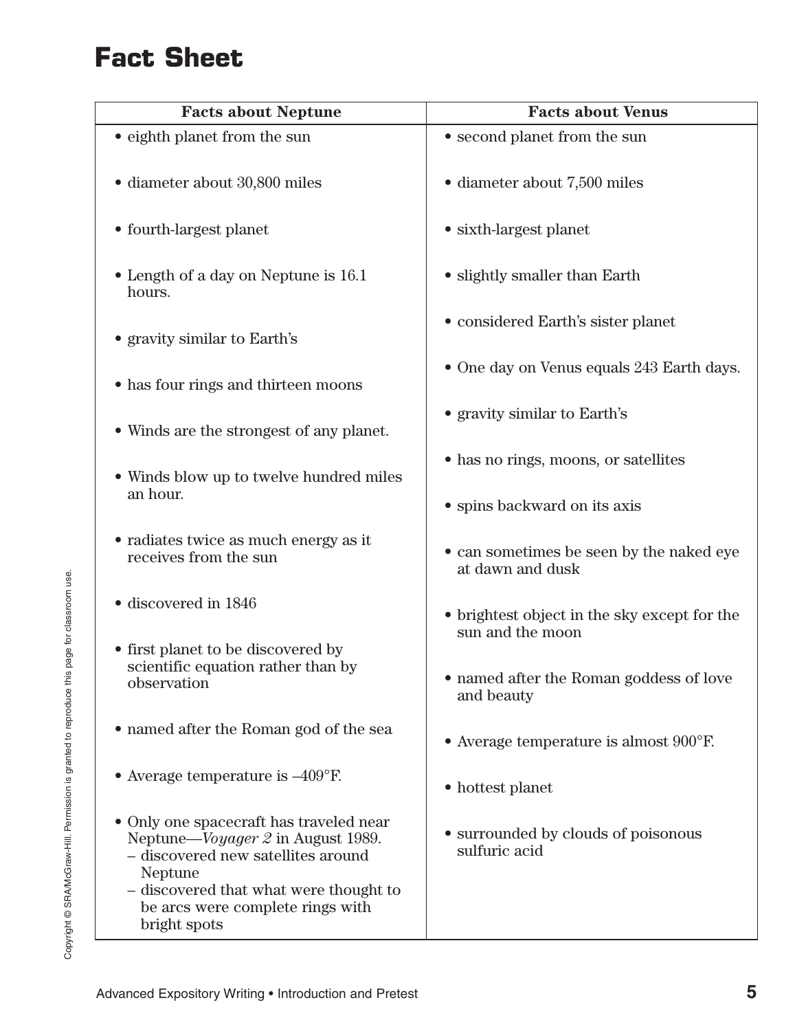# Fact Sheet

| Facts about Neptune | Facts about Venus |
|---|---|
| • eighth planet from the sun<br>• diameter about 30,800 miles<br>• fourth-largest planet<br>• Length of a day on Neptune is 16.1 hours.<br>• gravity similar to Earth's<br>• has four rings and thirteen moons<br>• Winds are the strongest of any planet.<br>• Winds blow up to twelve hundred miles an hour.<br>• radiates twice as much energy as it receives from the sun<br>• discovered in 1846<br>• first planet to be discovered by scientific equation rather than by observation<br>• named after the Roman god of the sea<br>• Average temperature is –409°F.<br>• Only one spacecraft has traveled near Neptune—*Voyager 2* in August 1989.<br>– discovered new satellites around Neptune<br>– discovered that what were thought to be arcs were complete rings with bright spots | • second planet from the sun<br>• diameter about 7,500 miles<br>• sixth-largest planet<br>• slightly smaller than Earth<br>• considered Earth's sister planet<br>• One day on Venus equals 243 Earth days.<br>• gravity similar to Earth's<br>• has no rings, moons, or satellites<br>• spins backward on its axis<br>• can sometimes be seen by the naked eye at dawn and dusk<br>• brightest object in the sky except for the sun and the moon<br>• named after the Roman goddess of love and beauty<br>• Average temperature is almost 900°F.<br>• hottest planet<br>• surrounded by clouds of poisonous sulfuric acid |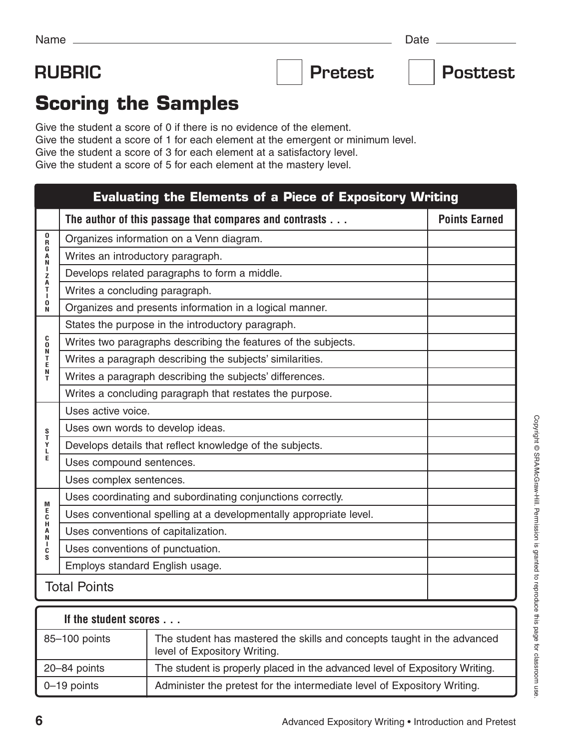Name ______________________________ Date ____________

## RUBRIC ☐ Pretest ☐ Posttest

# Scoring the Samples

Give the student a score of 0 if there is no evidence of the element.
Give the student a score of 1 for each element at the emergent or minimum level.
Give the student a score of 3 for each element at a satisfactory level.
Give the student a score of 5 for each element at the mastery level.

**Evaluating the Elements of a Piece of Expository Writing**

| | The author of this passage that compares and contrasts . . . | Points Earned |
|---|---|---|
| ORGANIZATION | Organizes information on a Venn diagram. | |
| | Writes an introductory paragraph. | |
| | Develops related paragraphs to form a middle. | |
| | Writes a concluding paragraph. | |
| | Organizes and presents information in a logical manner. | |
| CONTENT | States the purpose in the introductory paragraph. | |
| | Writes two paragraphs describing the features of the subjects. | |
| | Writes a paragraph describing the subjects' similarities. | |
| | Writes a paragraph describing the subjects' differences. | |
| | Writes a concluding paragraph that restates the purpose. | |
| STYLE | Uses active voice. | |
| | Uses own words to develop ideas. | |
| | Develops details that reflect knowledge of the subjects. | |
| | Uses compound sentences. | |
| | Uses complex sentences. | |
| MECHANICS | Uses coordinating and subordinating conjunctions correctly. | |
| | Uses conventional spelling at a developmentally appropriate level. | |
| | Uses conventions of capitalization. | |
| | Uses conventions of punctuation. | |
| | Employs standard English usage. | |
| Total Points | | |

| If the student scores . . . | |
|---|---|
| 85–100 points | The student has mastered the skills and concepts taught in the advanced level of Expository Writing. |
| 20–84 points | The student is properly placed in the advanced level of Expository Writing. |
| 0–19 points | Administer the pretest for the intermediate level of Expository Writing. |

Copyright © SRA/McGraw-Hill. Permission is granted to reproduce this page for classroom use.